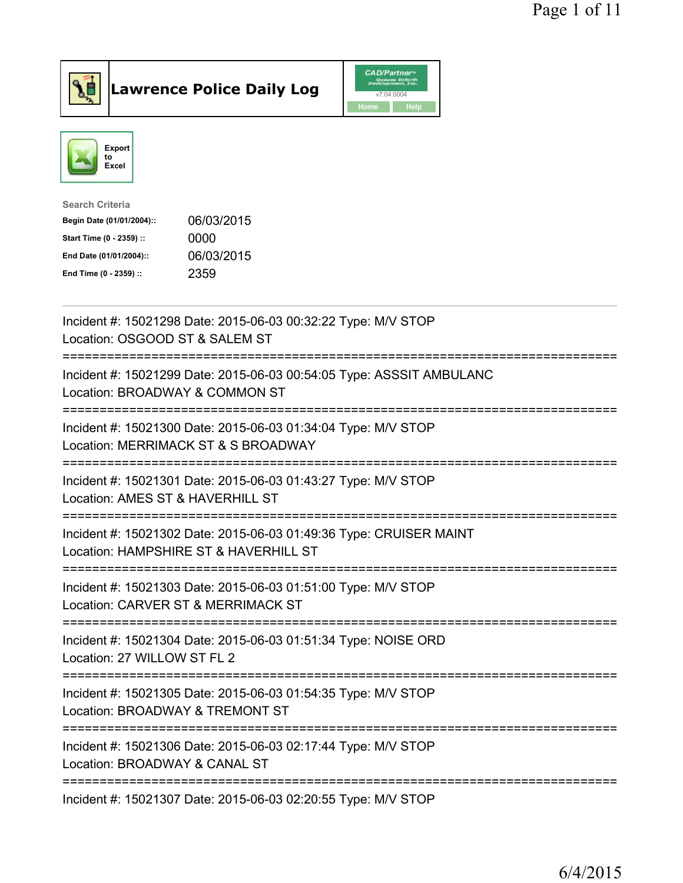# Lawrence Police Daily Log

Export to Excel

**Search Criteria**

| | |
|---|---|
| **Begin Date (01/01/2004)::** | 06/03/2015 |
| **Start Time (0 - 2359) ::** | 0000 |
| **End Date (01/01/2004)::** | 06/03/2015 |
| **End Time (0 - 2359) ::** | 2359 |

---

Incident #: 15021298 Date: 2015-06-03 00:32:22 Type: M/V STOP
Location: OSGOOD ST & SALEM ST

===========================================================================

Incident #: 15021299 Date: 2015-06-03 00:54:05 Type: ASSSIT AMBULANC
Location: BROADWAY & COMMON ST

===========================================================================

Incident #: 15021300 Date: 2015-06-03 01:34:04 Type: M/V STOP
Location: MERRIMACK ST & S BROADWAY

===========================================================================

Incident #: 15021301 Date: 2015-06-03 01:43:27 Type: M/V STOP
Location: AMES ST & HAVERHILL ST

===========================================================================

Incident #: 15021302 Date: 2015-06-03 01:49:36 Type: CRUISER MAINT
Location: HAMPSHIRE ST & HAVERHILL ST

===========================================================================

Incident #: 15021303 Date: 2015-06-03 01:51:00 Type: M/V STOP
Location: CARVER ST & MERRIMACK ST

===========================================================================

Incident #: 15021304 Date: 2015-06-03 01:51:34 Type: NOISE ORD
Location: 27 WILLOW ST FL 2

===========================================================================

Incident #: 15021305 Date: 2015-06-03 01:54:35 Type: M/V STOP
Location: BROADWAY & TREMONT ST

===========================================================================

Incident #: 15021306 Date: 2015-06-03 02:17:44 Type: M/V STOP
Location: BROADWAY & CANAL ST

===========================================================================

Incident #: 15021307 Date: 2015-06-03 02:20:55 Type: M/V STOP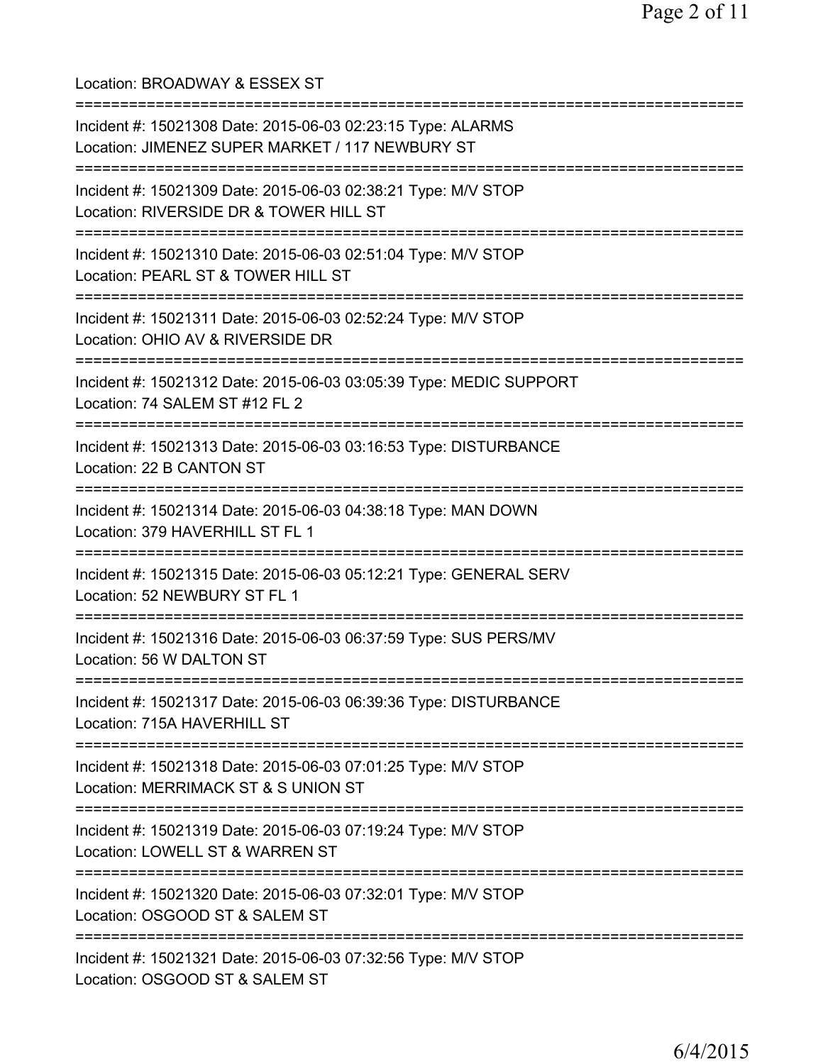Location: BROADWAY & ESSEX ST

===========================================================================

Incident #: 15021308 Date: 2015-06-03 02:23:15 Type: ALARMS
Location: JIMENEZ SUPER MARKET / 117 NEWBURY ST

===========================================================================

Incident #: 15021309 Date: 2015-06-03 02:38:21 Type: M/V STOP
Location: RIVERSIDE DR & TOWER HILL ST

===========================================================================

Incident #: 15021310 Date: 2015-06-03 02:51:04 Type: M/V STOP
Location: PEARL ST & TOWER HILL ST

===========================================================================

Incident #: 15021311 Date: 2015-06-03 02:52:24 Type: M/V STOP
Location: OHIO AV & RIVERSIDE DR

===========================================================================

Incident #: 15021312 Date: 2015-06-03 03:05:39 Type: MEDIC SUPPORT
Location: 74 SALEM ST #12 FL 2

===========================================================================

Incident #: 15021313 Date: 2015-06-03 03:16:53 Type: DISTURBANCE
Location: 22 B CANTON ST

===========================================================================

Incident #: 15021314 Date: 2015-06-03 04:38:18 Type: MAN DOWN
Location: 379 HAVERHILL ST FL 1

===========================================================================

Incident #: 15021315 Date: 2015-06-03 05:12:21 Type: GENERAL SERV
Location: 52 NEWBURY ST FL 1

===========================================================================

Incident #: 15021316 Date: 2015-06-03 06:37:59 Type: SUS PERS/MV
Location: 56 W DALTON ST

===========================================================================

Incident #: 15021317 Date: 2015-06-03 06:39:36 Type: DISTURBANCE
Location: 715A HAVERHILL ST

===========================================================================

Incident #: 15021318 Date: 2015-06-03 07:01:25 Type: M/V STOP
Location: MERRIMACK ST & S UNION ST

===========================================================================

Incident #: 15021319 Date: 2015-06-03 07:19:24 Type: M/V STOP
Location: LOWELL ST & WARREN ST

===========================================================================

Incident #: 15021320 Date: 2015-06-03 07:32:01 Type: M/V STOP
Location: OSGOOD ST & SALEM ST

===========================================================================

Incident #: 15021321 Date: 2015-06-03 07:32:56 Type: M/V STOP
Location: OSGOOD ST & SALEM ST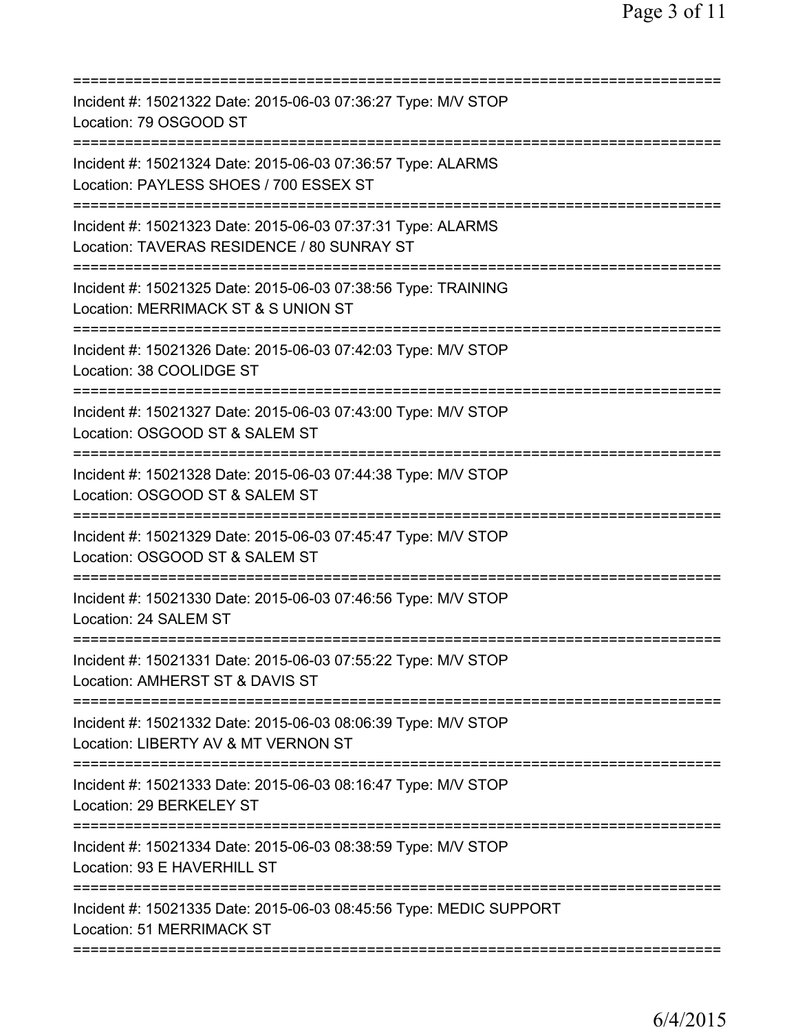==============================================================================
Incident #: 15021322 Date: 2015-06-03 07:36:27 Type: M/V STOP
Location: 79 OSGOOD ST
==============================================================================
Incident #: 15021324 Date: 2015-06-03 07:36:57 Type: ALARMS
Location: PAYLESS SHOES / 700 ESSEX ST
==============================================================================
Incident #: 15021323 Date: 2015-06-03 07:37:31 Type: ALARMS
Location: TAVERAS RESIDENCE / 80 SUNRAY ST
==============================================================================
Incident #: 15021325 Date: 2015-06-03 07:38:56 Type: TRAINING
Location: MERRIMACK ST & S UNION ST
==============================================================================
Incident #: 15021326 Date: 2015-06-03 07:42:03 Type: M/V STOP
Location: 38 COOLIDGE ST
==============================================================================
Incident #: 15021327 Date: 2015-06-03 07:43:00 Type: M/V STOP
Location: OSGOOD ST & SALEM ST
==============================================================================
Incident #: 15021328 Date: 2015-06-03 07:44:38 Type: M/V STOP
Location: OSGOOD ST & SALEM ST
==============================================================================
Incident #: 15021329 Date: 2015-06-03 07:45:47 Type: M/V STOP
Location: OSGOOD ST & SALEM ST
==============================================================================
Incident #: 15021330 Date: 2015-06-03 07:46:56 Type: M/V STOP
Location: 24 SALEM ST
==============================================================================
Incident #: 15021331 Date: 2015-06-03 07:55:22 Type: M/V STOP
Location: AMHERST ST & DAVIS ST
==============================================================================
Incident #: 15021332 Date: 2015-06-03 08:06:39 Type: M/V STOP
Location: LIBERTY AV & MT VERNON ST
==============================================================================
Incident #: 15021333 Date: 2015-06-03 08:16:47 Type: M/V STOP
Location: 29 BERKELEY ST
==============================================================================
Incident #: 15021334 Date: 2015-06-03 08:38:59 Type: M/V STOP
Location: 93 E HAVERHILL ST
==============================================================================
Incident #: 15021335 Date: 2015-06-03 08:45:56 Type: MEDIC SUPPORT
Location: 51 MERRIMACK ST
==============================================================================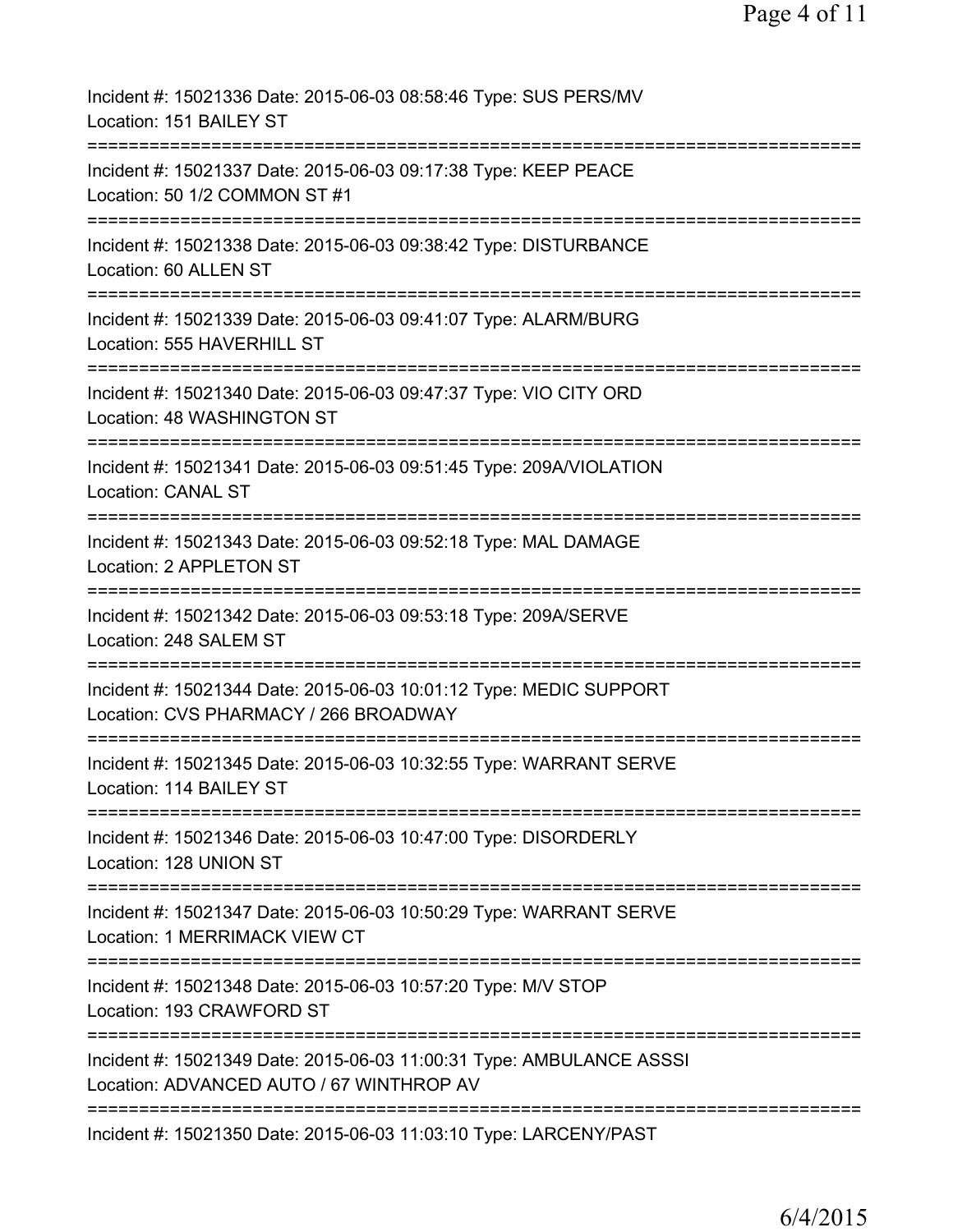Incident #: 15021336 Date: 2015-06-03 08:58:46 Type: SUS PERS/MV
Location: 151 BAILEY ST

===========================================================================

Incident #: 15021337 Date: 2015-06-03 09:17:38 Type: KEEP PEACE
Location: 50 1/2 COMMON ST #1

===========================================================================

Incident #: 15021338 Date: 2015-06-03 09:38:42 Type: DISTURBANCE
Location: 60 ALLEN ST

===========================================================================

Incident #: 15021339 Date: 2015-06-03 09:41:07 Type: ALARM/BURG
Location: 555 HAVERHILL ST

===========================================================================

Incident #: 15021340 Date: 2015-06-03 09:47:37 Type: VIO CITY ORD
Location: 48 WASHINGTON ST

===========================================================================

Incident #: 15021341 Date: 2015-06-03 09:51:45 Type: 209A/VIOLATION
Location: CANAL ST

===========================================================================

Incident #: 15021343 Date: 2015-06-03 09:52:18 Type: MAL DAMAGE
Location: 2 APPLETON ST

===========================================================================

Incident #: 15021342 Date: 2015-06-03 09:53:18 Type: 209A/SERVE
Location: 248 SALEM ST

===========================================================================

Incident #: 15021344 Date: 2015-06-03 10:01:12 Type: MEDIC SUPPORT
Location: CVS PHARMACY / 266 BROADWAY

===========================================================================

Incident #: 15021345 Date: 2015-06-03 10:32:55 Type: WARRANT SERVE
Location: 114 BAILEY ST

===========================================================================

Incident #: 15021346 Date: 2015-06-03 10:47:00 Type: DISORDERLY
Location: 128 UNION ST

===========================================================================

Incident #: 15021347 Date: 2015-06-03 10:50:29 Type: WARRANT SERVE
Location: 1 MERRIMACK VIEW CT

===========================================================================

Incident #: 15021348 Date: 2015-06-03 10:57:20 Type: M/V STOP
Location: 193 CRAWFORD ST

===========================================================================

Incident #: 15021349 Date: 2015-06-03 11:00:31 Type: AMBULANCE ASSSI
Location: ADVANCED AUTO / 67 WINTHROP AV

===========================================================================

Incident #: 15021350 Date: 2015-06-03 11:03:10 Type: LARCENY/PAST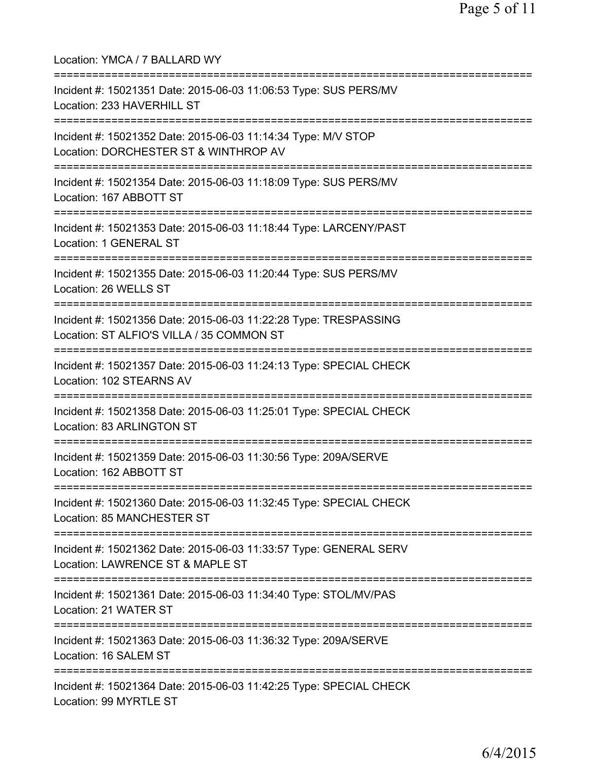Location: YMCA / 7 BALLARD WY

===========================================================================

Incident #: 15021351 Date: 2015-06-03 11:06:53 Type: SUS PERS/MV
Location: 233 HAVERHILL ST

===========================================================================

Incident #: 15021352 Date: 2015-06-03 11:14:34 Type: M/V STOP
Location: DORCHESTER ST & WINTHROP AV

===========================================================================

Incident #: 15021354 Date: 2015-06-03 11:18:09 Type: SUS PERS/MV
Location: 167 ABBOTT ST

===========================================================================

Incident #: 15021353 Date: 2015-06-03 11:18:44 Type: LARCENY/PAST
Location: 1 GENERAL ST

===========================================================================

Incident #: 15021355 Date: 2015-06-03 11:20:44 Type: SUS PERS/MV
Location: 26 WELLS ST

===========================================================================

Incident #: 15021356 Date: 2015-06-03 11:22:28 Type: TRESPASSING
Location: ST ALFIO'S VILLA / 35 COMMON ST

===========================================================================

Incident #: 15021357 Date: 2015-06-03 11:24:13 Type: SPECIAL CHECK
Location: 102 STEARNS AV

===========================================================================

Incident #: 15021358 Date: 2015-06-03 11:25:01 Type: SPECIAL CHECK
Location: 83 ARLINGTON ST

===========================================================================

Incident #: 15021359 Date: 2015-06-03 11:30:56 Type: 209A/SERVE
Location: 162 ABBOTT ST

===========================================================================

Incident #: 15021360 Date: 2015-06-03 11:32:45 Type: SPECIAL CHECK
Location: 85 MANCHESTER ST

===========================================================================

Incident #: 15021362 Date: 2015-06-03 11:33:57 Type: GENERAL SERV
Location: LAWRENCE ST & MAPLE ST

===========================================================================

Incident #: 15021361 Date: 2015-06-03 11:34:40 Type: STOL/MV/PAS
Location: 21 WATER ST

===========================================================================

Incident #: 15021363 Date: 2015-06-03 11:36:32 Type: 209A/SERVE
Location: 16 SALEM ST

===========================================================================

Incident #: 15021364 Date: 2015-06-03 11:42:25 Type: SPECIAL CHECK
Location: 99 MYRTLE ST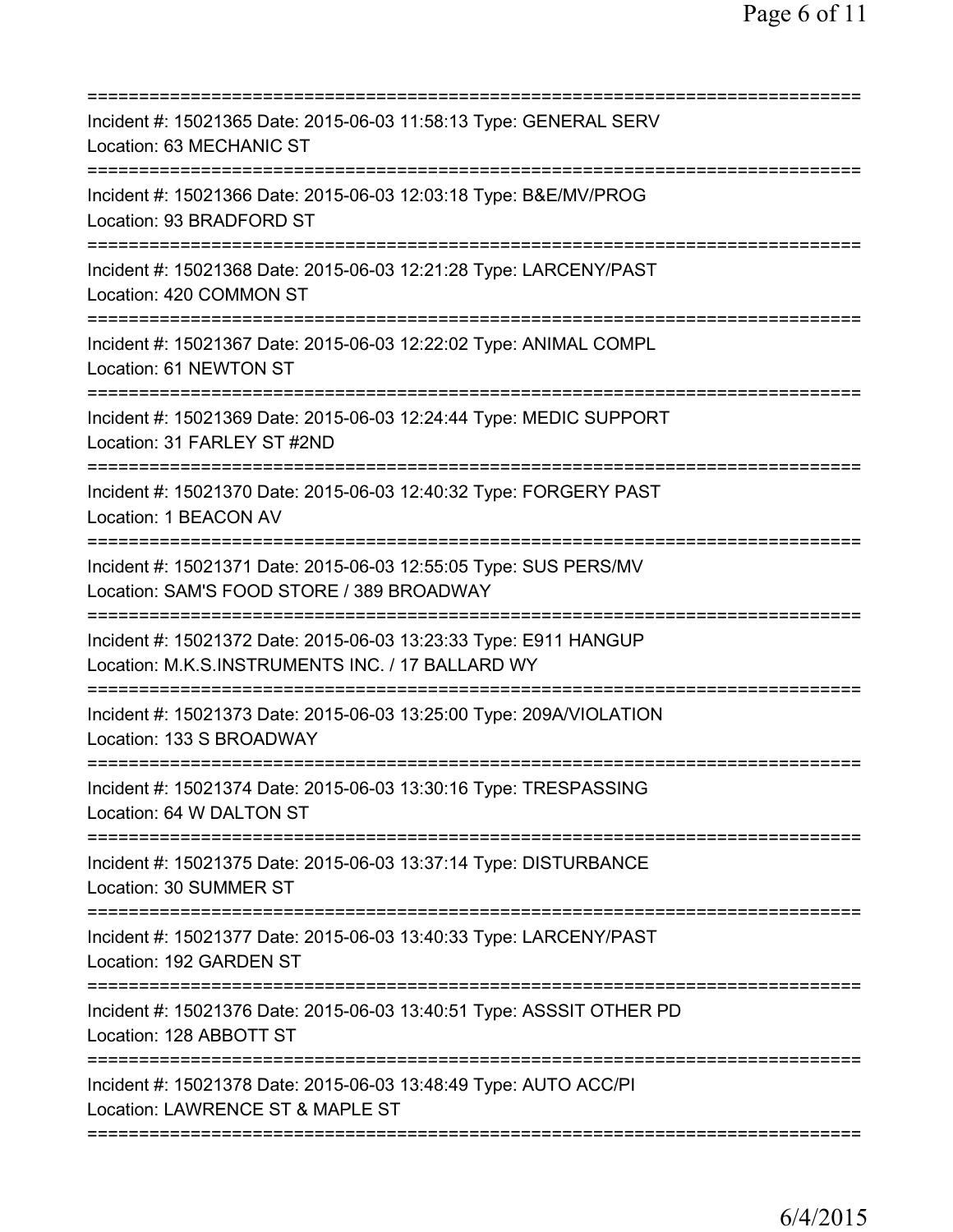===========================================================================
Incident #: 15021365 Date: 2015-06-03 11:58:13 Type: GENERAL SERV
Location: 63 MECHANIC ST
===========================================================================
Incident #: 15021366 Date: 2015-06-03 12:03:18 Type: B&E/MV/PROG
Location: 93 BRADFORD ST
===========================================================================
Incident #: 15021368 Date: 2015-06-03 12:21:28 Type: LARCENY/PAST
Location: 420 COMMON ST
===========================================================================
Incident #: 15021367 Date: 2015-06-03 12:22:02 Type: ANIMAL COMPL
Location: 61 NEWTON ST
===========================================================================
Incident #: 15021369 Date: 2015-06-03 12:24:44 Type: MEDIC SUPPORT
Location: 31 FARLEY ST #2ND
===========================================================================
Incident #: 15021370 Date: 2015-06-03 12:40:32 Type: FORGERY PAST
Location: 1 BEACON AV
===========================================================================
Incident #: 15021371 Date: 2015-06-03 12:55:05 Type: SUS PERS/MV
Location: SAM'S FOOD STORE / 389 BROADWAY
===========================================================================
Incident #: 15021372 Date: 2015-06-03 13:23:33 Type: E911 HANGUP
Location: M.K.S.INSTRUMENTS INC. / 17 BALLARD WY
===========================================================================
Incident #: 15021373 Date: 2015-06-03 13:25:00 Type: 209A/VIOLATION
Location: 133 S BROADWAY
===========================================================================
Incident #: 15021374 Date: 2015-06-03 13:30:16 Type: TRESPASSING
Location: 64 W DALTON ST
===========================================================================
Incident #: 15021375 Date: 2015-06-03 13:37:14 Type: DISTURBANCE
Location: 30 SUMMER ST
===========================================================================
Incident #: 15021377 Date: 2015-06-03 13:40:33 Type: LARCENY/PAST
Location: 192 GARDEN ST
===========================================================================
Incident #: 15021376 Date: 2015-06-03 13:40:51 Type: ASSSIT OTHER PD
Location: 128 ABBOTT ST
===========================================================================
Incident #: 15021378 Date: 2015-06-03 13:48:49 Type: AUTO ACC/PI
Location: LAWRENCE ST & MAPLE ST
===========================================================================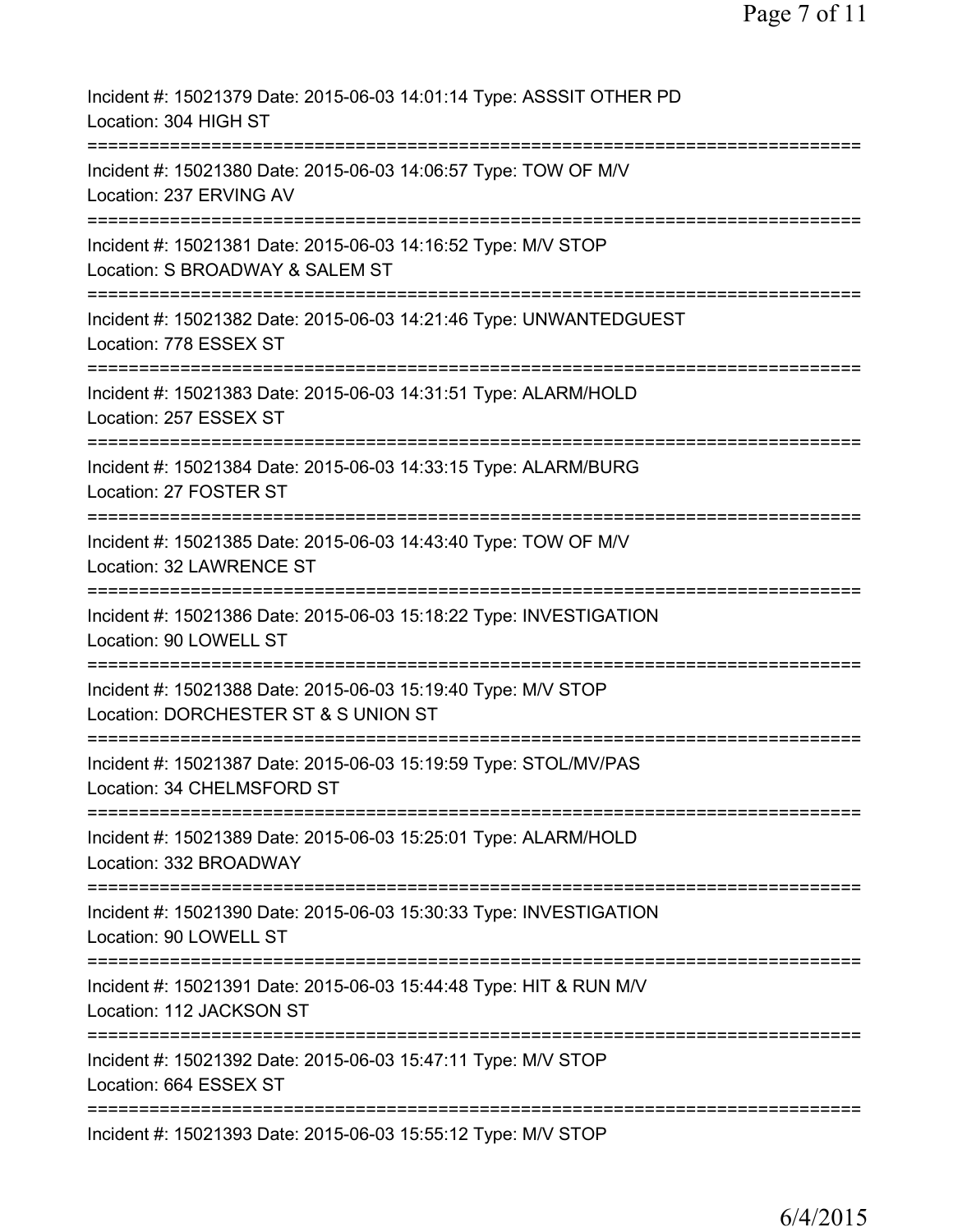Incident #: 15021379 Date: 2015-06-03 14:01:14 Type: ASSSIT OTHER PD
Location: 304 HIGH ST
===========================================================================
Incident #: 15021380 Date: 2015-06-03 14:06:57 Type: TOW OF M/V
Location: 237 ERVING AV
===========================================================================
Incident #: 15021381 Date: 2015-06-03 14:16:52 Type: M/V STOP
Location: S BROADWAY & SALEM ST
===========================================================================
Incident #: 15021382 Date: 2015-06-03 14:21:46 Type: UNWANTEDGUEST
Location: 778 ESSEX ST
===========================================================================
Incident #: 15021383 Date: 2015-06-03 14:31:51 Type: ALARM/HOLD
Location: 257 ESSEX ST
===========================================================================
Incident #: 15021384 Date: 2015-06-03 14:33:15 Type: ALARM/BURG
Location: 27 FOSTER ST
===========================================================================
Incident #: 15021385 Date: 2015-06-03 14:43:40 Type: TOW OF M/V
Location: 32 LAWRENCE ST
===========================================================================
Incident #: 15021386 Date: 2015-06-03 15:18:22 Type: INVESTIGATION
Location: 90 LOWELL ST
===========================================================================
Incident #: 15021388 Date: 2015-06-03 15:19:40 Type: M/V STOP
Location: DORCHESTER ST & S UNION ST
===========================================================================
Incident #: 15021387 Date: 2015-06-03 15:19:59 Type: STOL/MV/PAS
Location: 34 CHELMSFORD ST
===========================================================================
Incident #: 15021389 Date: 2015-06-03 15:25:01 Type: ALARM/HOLD
Location: 332 BROADWAY
===========================================================================
Incident #: 15021390 Date: 2015-06-03 15:30:33 Type: INVESTIGATION
Location: 90 LOWELL ST
===========================================================================
Incident #: 15021391 Date: 2015-06-03 15:44:48 Type: HIT & RUN M/V
Location: 112 JACKSON ST
===========================================================================
Incident #: 15021392 Date: 2015-06-03 15:47:11 Type: M/V STOP
Location: 664 ESSEX ST
===========================================================================
Incident #: 15021393 Date: 2015-06-03 15:55:12 Type: M/V STOP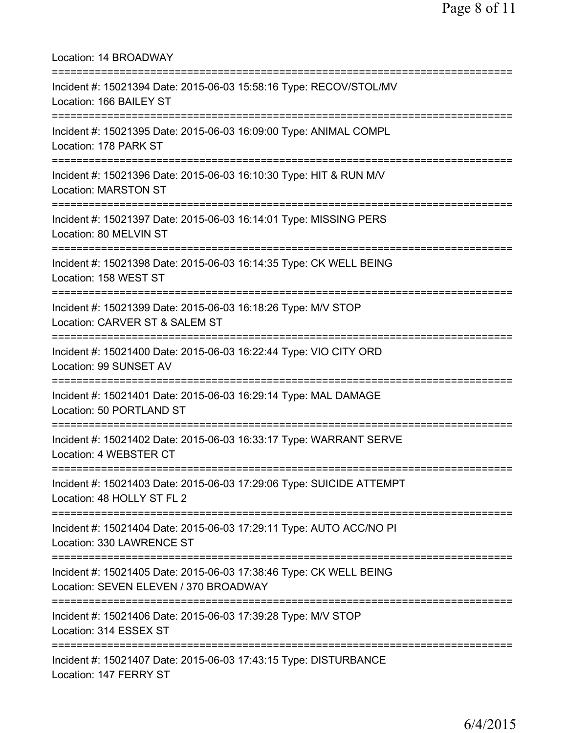Location: 14 BROADWAY

===========================================================================

Incident #: 15021394 Date: 2015-06-03 15:58:16 Type: RECOV/STOL/MV
Location: 166 BAILEY ST

===========================================================================

Incident #: 15021395 Date: 2015-06-03 16:09:00 Type: ANIMAL COMPL
Location: 178 PARK ST

===========================================================================

Incident #: 15021396 Date: 2015-06-03 16:10:30 Type: HIT & RUN M/V
Location: MARSTON ST

===========================================================================

Incident #: 15021397 Date: 2015-06-03 16:14:01 Type: MISSING PERS
Location: 80 MELVIN ST

===========================================================================

Incident #: 15021398 Date: 2015-06-03 16:14:35 Type: CK WELL BEING
Location: 158 WEST ST

===========================================================================

Incident #: 15021399 Date: 2015-06-03 16:18:26 Type: M/V STOP
Location: CARVER ST & SALEM ST

===========================================================================

Incident #: 15021400 Date: 2015-06-03 16:22:44 Type: VIO CITY ORD
Location: 99 SUNSET AV

===========================================================================

Incident #: 15021401 Date: 2015-06-03 16:29:14 Type: MAL DAMAGE
Location: 50 PORTLAND ST

===========================================================================

Incident #: 15021402 Date: 2015-06-03 16:33:17 Type: WARRANT SERVE
Location: 4 WEBSTER CT

===========================================================================

Incident #: 15021403 Date: 2015-06-03 17:29:06 Type: SUICIDE ATTEMPT
Location: 48 HOLLY ST FL 2

===========================================================================

Incident #: 15021404 Date: 2015-06-03 17:29:11 Type: AUTO ACC/NO PI
Location: 330 LAWRENCE ST

===========================================================================

Incident #: 15021405 Date: 2015-06-03 17:38:46 Type: CK WELL BEING
Location: SEVEN ELEVEN / 370 BROADWAY

===========================================================================

Incident #: 15021406 Date: 2015-06-03 17:39:28 Type: M/V STOP
Location: 314 ESSEX ST

===========================================================================

Incident #: 15021407 Date: 2015-06-03 17:43:15 Type: DISTURBANCE
Location: 147 FERRY ST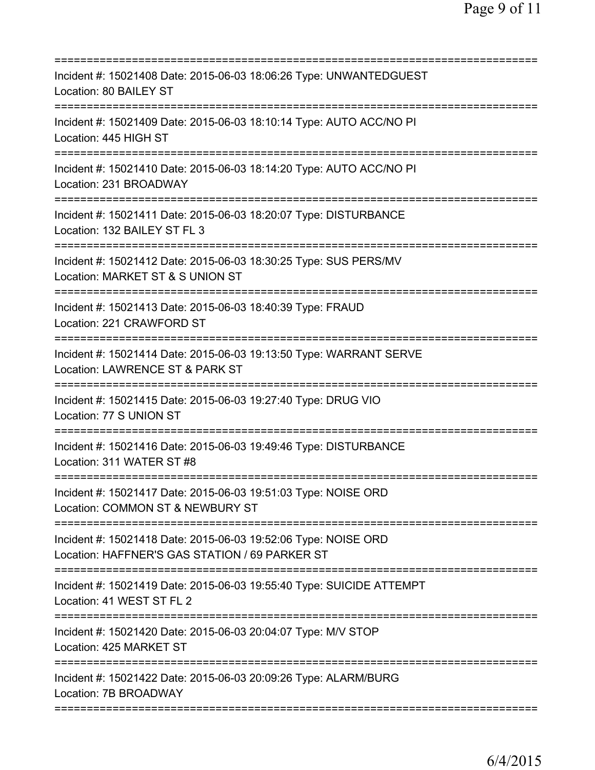===========================================================================

Incident #: 15021408 Date: 2015-06-03 18:06:26 Type: UNWANTEDGUEST
Location: 80 BAILEY ST

===========================================================================

Incident #: 15021409 Date: 2015-06-03 18:10:14 Type: AUTO ACC/NO PI
Location: 445 HIGH ST

===========================================================================

Incident #: 15021410 Date: 2015-06-03 18:14:20 Type: AUTO ACC/NO PI
Location: 231 BROADWAY

===========================================================================

Incident #: 15021411 Date: 2015-06-03 18:20:07 Type: DISTURBANCE
Location: 132 BAILEY ST FL 3

===========================================================================

Incident #: 15021412 Date: 2015-06-03 18:30:25 Type: SUS PERS/MV
Location: MARKET ST & S UNION ST

===========================================================================

Incident #: 15021413 Date: 2015-06-03 18:40:39 Type: FRAUD
Location: 221 CRAWFORD ST

===========================================================================

Incident #: 15021414 Date: 2015-06-03 19:13:50 Type: WARRANT SERVE
Location: LAWRENCE ST & PARK ST

===========================================================================

Incident #: 15021415 Date: 2015-06-03 19:27:40 Type: DRUG VIO
Location: 77 S UNION ST

===========================================================================

Incident #: 15021416 Date: 2015-06-03 19:49:46 Type: DISTURBANCE
Location: 311 WATER ST #8

===========================================================================

Incident #: 15021417 Date: 2015-06-03 19:51:03 Type: NOISE ORD
Location: COMMON ST & NEWBURY ST

===========================================================================

Incident #: 15021418 Date: 2015-06-03 19:52:06 Type: NOISE ORD
Location: HAFFNER'S GAS STATION / 69 PARKER ST

===========================================================================

Incident #: 15021419 Date: 2015-06-03 19:55:40 Type: SUICIDE ATTEMPT
Location: 41 WEST ST FL 2

===========================================================================

Incident #: 15021420 Date: 2015-06-03 20:04:07 Type: M/V STOP
Location: 425 MARKET ST

===========================================================================

Incident #: 15021422 Date: 2015-06-03 20:09:26 Type: ALARM/BURG
Location: 7B BROADWAY

===========================================================================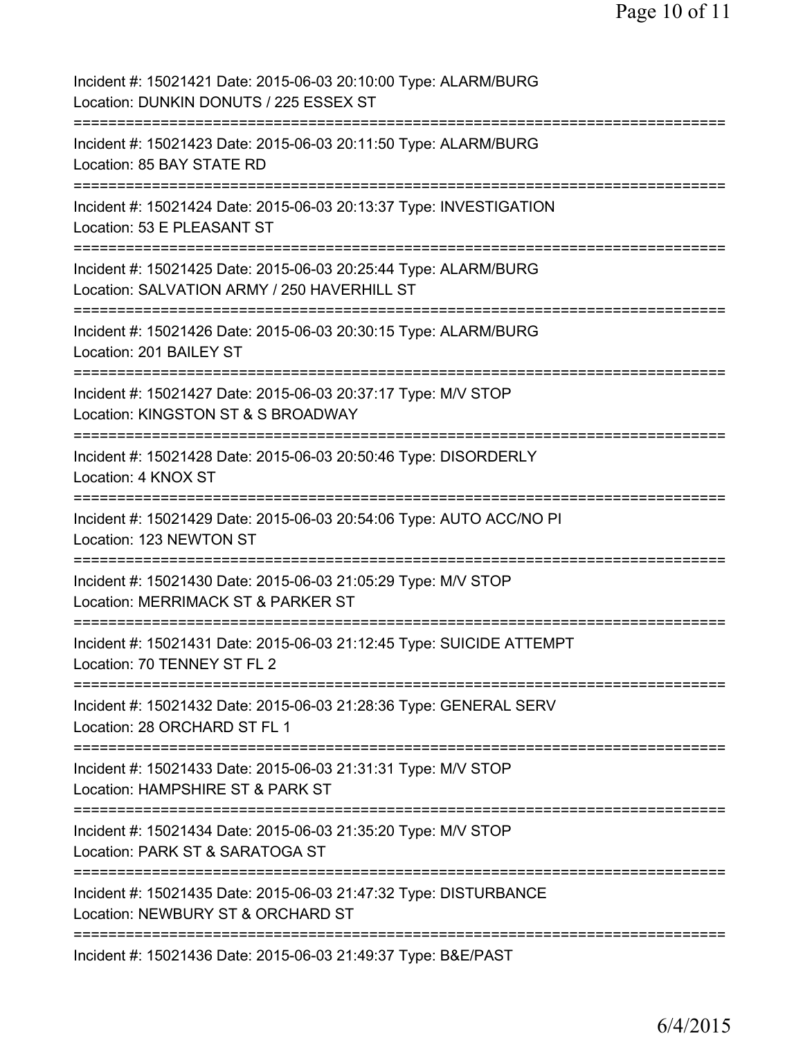Incident #: 15021421 Date: 2015-06-03 20:10:00 Type: ALARM/BURG
Location: DUNKIN DONUTS / 225 ESSEX ST

===========================================================================

Incident #: 15021423 Date: 2015-06-03 20:11:50 Type: ALARM/BURG
Location: 85 BAY STATE RD

===========================================================================

Incident #: 15021424 Date: 2015-06-03 20:13:37 Type: INVESTIGATION
Location: 53 E PLEASANT ST

===========================================================================

Incident #: 15021425 Date: 2015-06-03 20:25:44 Type: ALARM/BURG
Location: SALVATION ARMY / 250 HAVERHILL ST

===========================================================================

Incident #: 15021426 Date: 2015-06-03 20:30:15 Type: ALARM/BURG
Location: 201 BAILEY ST

===========================================================================

Incident #: 15021427 Date: 2015-06-03 20:37:17 Type: M/V STOP
Location: KINGSTON ST & S BROADWAY

===========================================================================

Incident #: 15021428 Date: 2015-06-03 20:50:46 Type: DISORDERLY
Location: 4 KNOX ST

===========================================================================

Incident #: 15021429 Date: 2015-06-03 20:54:06 Type: AUTO ACC/NO PI
Location: 123 NEWTON ST

===========================================================================

Incident #: 15021430 Date: 2015-06-03 21:05:29 Type: M/V STOP
Location: MERRIMACK ST & PARKER ST

===========================================================================

Incident #: 15021431 Date: 2015-06-03 21:12:45 Type: SUICIDE ATTEMPT
Location: 70 TENNEY ST FL 2

===========================================================================

Incident #: 15021432 Date: 2015-06-03 21:28:36 Type: GENERAL SERV
Location: 28 ORCHARD ST FL 1

===========================================================================

Incident #: 15021433 Date: 2015-06-03 21:31:31 Type: M/V STOP
Location: HAMPSHIRE ST & PARK ST

===========================================================================

Incident #: 15021434 Date: 2015-06-03 21:35:20 Type: M/V STOP
Location: PARK ST & SARATOGA ST

===========================================================================

Incident #: 15021435 Date: 2015-06-03 21:47:32 Type: DISTURBANCE
Location: NEWBURY ST & ORCHARD ST

===========================================================================

Incident #: 15021436 Date: 2015-06-03 21:49:37 Type: B&E/PAST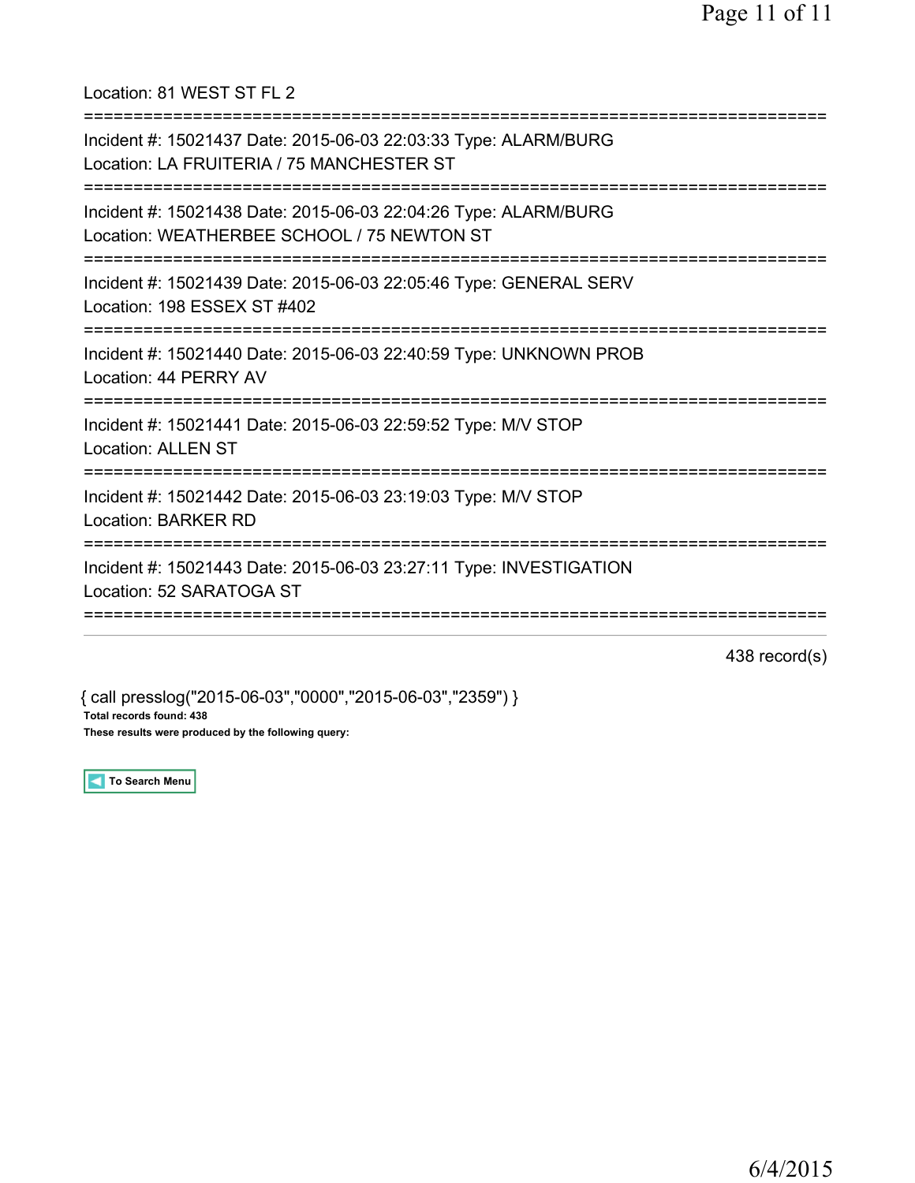Location: 81 WEST ST FL 2

===========================================================================

Incident #: 15021437 Date: 2015-06-03 22:03:33 Type: ALARM/BURG

Location: LA FRUITERIA / 75 MANCHESTER ST

===========================================================================

Incident #: 15021438 Date: 2015-06-03 22:04:26 Type: ALARM/BURG

Location: WEATHERBEE SCHOOL / 75 NEWTON ST

===========================================================================

Incident #: 15021439 Date: 2015-06-03 22:05:46 Type: GENERAL SERV

Location: 198 ESSEX ST #402

===========================================================================

Incident #: 15021440 Date: 2015-06-03 22:40:59 Type: UNKNOWN PROB

Location: 44 PERRY AV

===========================================================================

Incident #: 15021441 Date: 2015-06-03 22:59:52 Type: M/V STOP

Location: ALLEN ST

===========================================================================

Incident #: 15021442 Date: 2015-06-03 23:19:03 Type: M/V STOP

Location: BARKER RD

===========================================================================

Incident #: 15021443 Date: 2015-06-03 23:27:11 Type: INVESTIGATION

Location: 52 SARATOGA ST

===========================================================================

438 record(s)

{ call presslog("2015-06-03","0000","2015-06-03","2359") }

**Total records found: 438**

**These results were produced by the following query:**

To Search Menu